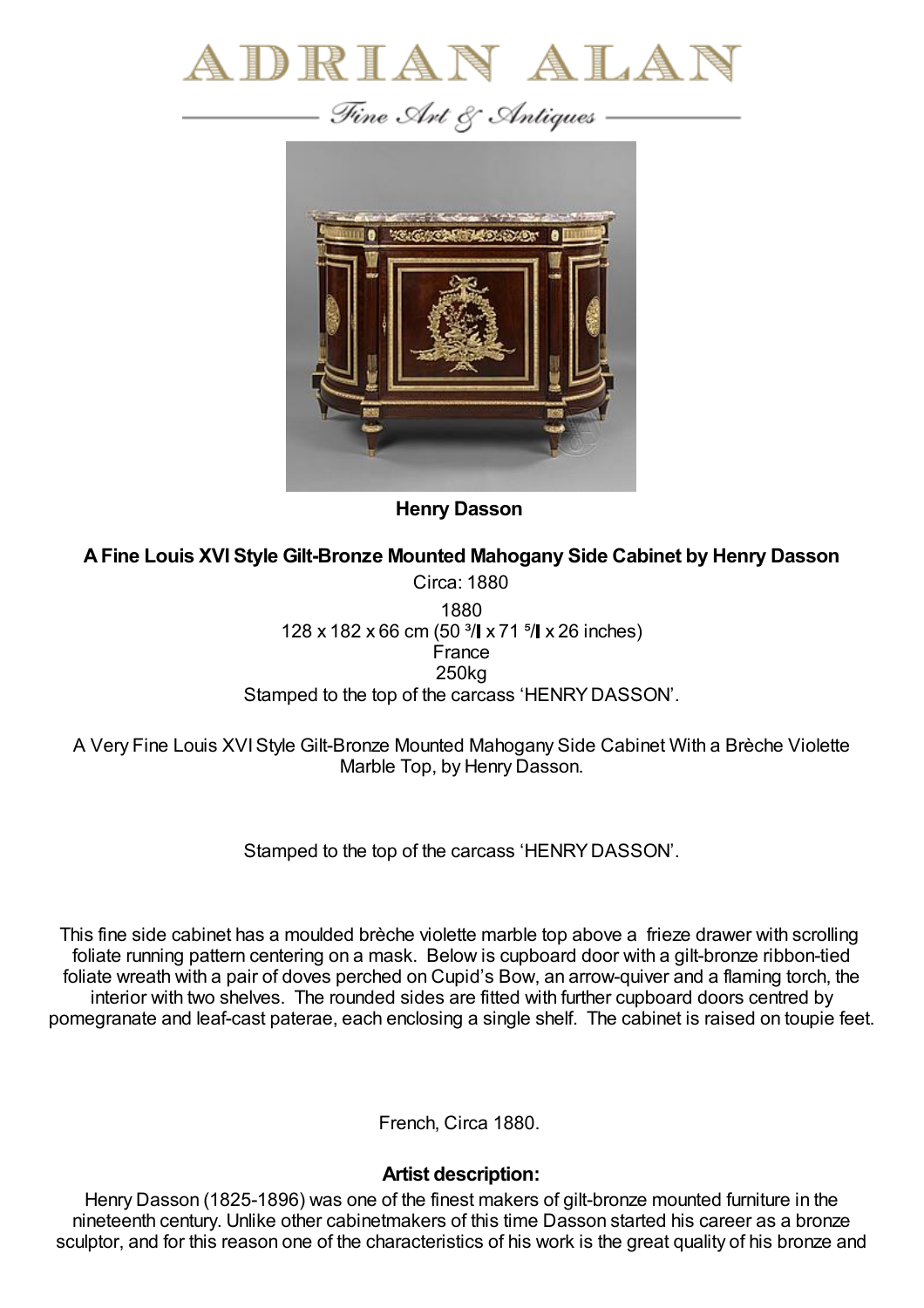# ADRIAN ALAN

*Fine Art & Antiques*

**Henry Dasson**

### A Fine Louis XVI Style Gilt-Bronze Mounted Mahogany Side Cabinet by Henry Dasson

Circa: 1880

1880
128 x 182 x 66 cm (50 ³/ x 71 ⁵/ x 26 inches)
France
250kg
Stamped to the top of the carcass 'HENRY DASSON'.

A Very Fine Louis XVI Style Gilt-Bronze Mounted Mahogany Side Cabinet With a Brèche Violette Marble Top, by Henry Dasson.

Stamped to the top of the carcass 'HENRY DASSON'.

This fine side cabinet has a moulded brèche violette marble top above a frieze drawer with scrolling foliate running pattern centering on a mask. Below is cupboard door with a gilt-bronze ribbon-tied foliate wreath with a pair of doves perched on Cupid's Bow, an arrow-quiver and a flaming torch, the interior with two shelves. The rounded sides are fitted with further cupboard doors centred by pomegranate and leaf-cast paterae, each enclosing a single shelf. The cabinet is raised on toupie feet.

French, Circa 1880.

### Artist description:

Henry Dasson (1825-1896) was one of the finest makers of gilt-bronze mounted furniture in the nineteenth century. Unlike other cabinetmakers of this time Dasson started his career as a bronze sculptor, and for this reason one of the characteristics of his work is the great quality of his bronze and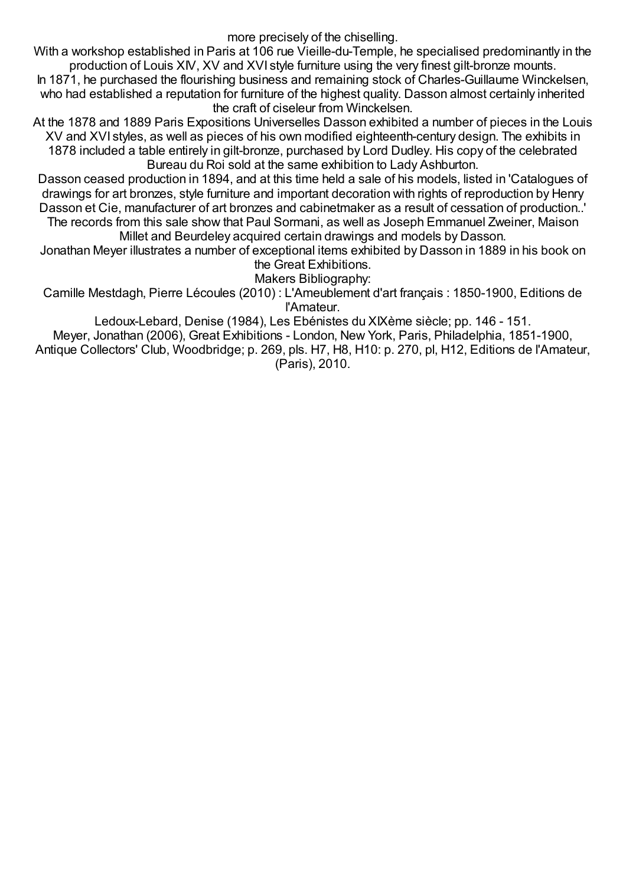more precisely of the chiselling.

With a workshop established in Paris at 106 rue Vieille-du-Temple, he specialised predominantly in the production of Louis XIV, XV and XVI style furniture using the very finest gilt-bronze mounts.

In 1871, he purchased the flourishing business and remaining stock of Charles-Guillaume Winckelsen, who had established a reputation for furniture of the highest quality. Dasson almost certainly inherited the craft of ciseleur from Winckelsen.

At the 1878 and 1889 Paris Expositions Universelles Dasson exhibited a number of pieces in the Louis XV and XVI styles, as well as pieces of his own modified eighteenth-century design. The exhibits in 1878 included a table entirely in gilt-bronze, purchased by Lord Dudley. His copy of the celebrated Bureau du Roi sold at the same exhibition to Lady Ashburton.

Dasson ceased production in 1894, and at this time held a sale of his models, listed in 'Catalogues of drawings for art bronzes, style furniture and important decoration with rights of reproduction by Henry Dasson et Cie, manufacturer of art bronzes and cabinetmaker as a result of cessation of production..'

The records from this sale show that Paul Sormani, as well as Joseph Emmanuel Zweiner, Maison Millet and Beurdeley acquired certain drawings and models by Dasson.

Jonathan Meyer illustrates a number of exceptional items exhibited by Dasson in 1889 in his book on the Great Exhibitions.

Makers Bibliography:

Camille Mestdagh, Pierre Lécoules (2010) : L'Ameublement d'art français : 1850-1900, Editions de l'Amateur.

Ledoux-Lebard, Denise (1984), Les Ebénistes du XIXème siècle; pp. 146 - 151.

Meyer, Jonathan (2006), Great Exhibitions - London, New York, Paris, Philadelphia, 1851-1900, Antique Collectors' Club, Woodbridge; p. 269, pls. H7, H8, H10: p. 270, pl, H12, Editions de l'Amateur, (Paris), 2010.